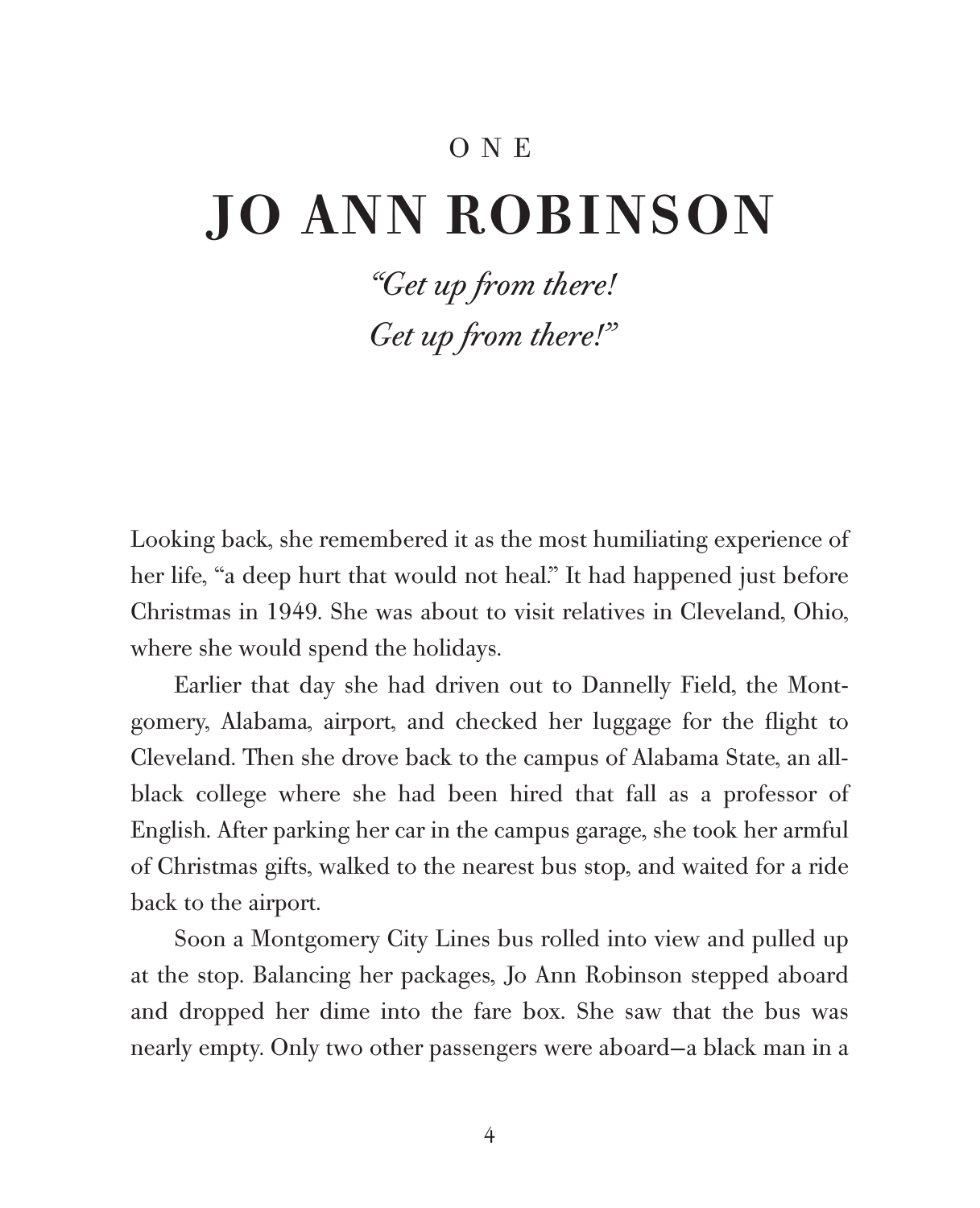# ONE

# JO ANN ROBINSON

*"Get up from there!*
*Get up from there!"*

Looking back, she remembered it as the most humiliating experience of her life, "a deep hurt that would not heal." It had happened just before Christmas in 1949. She was about to visit relatives in Cleveland, Ohio, where she would spend the holidays.

Earlier that day she had driven out to Dannelly Field, the Montgomery, Alabama, airport, and checked her luggage for the flight to Cleveland. Then she drove back to the campus of Alabama State, an all-black college where she had been hired that fall as a professor of English. After parking her car in the campus garage, she took her armful of Christmas gifts, walked to the nearest bus stop, and waited for a ride back to the airport.

Soon a Montgomery City Lines bus rolled into view and pulled up at the stop. Balancing her packages, Jo Ann Robinson stepped aboard and dropped her dime into the fare box. She saw that the bus was nearly empty. Only two other passengers were aboard—a black man in a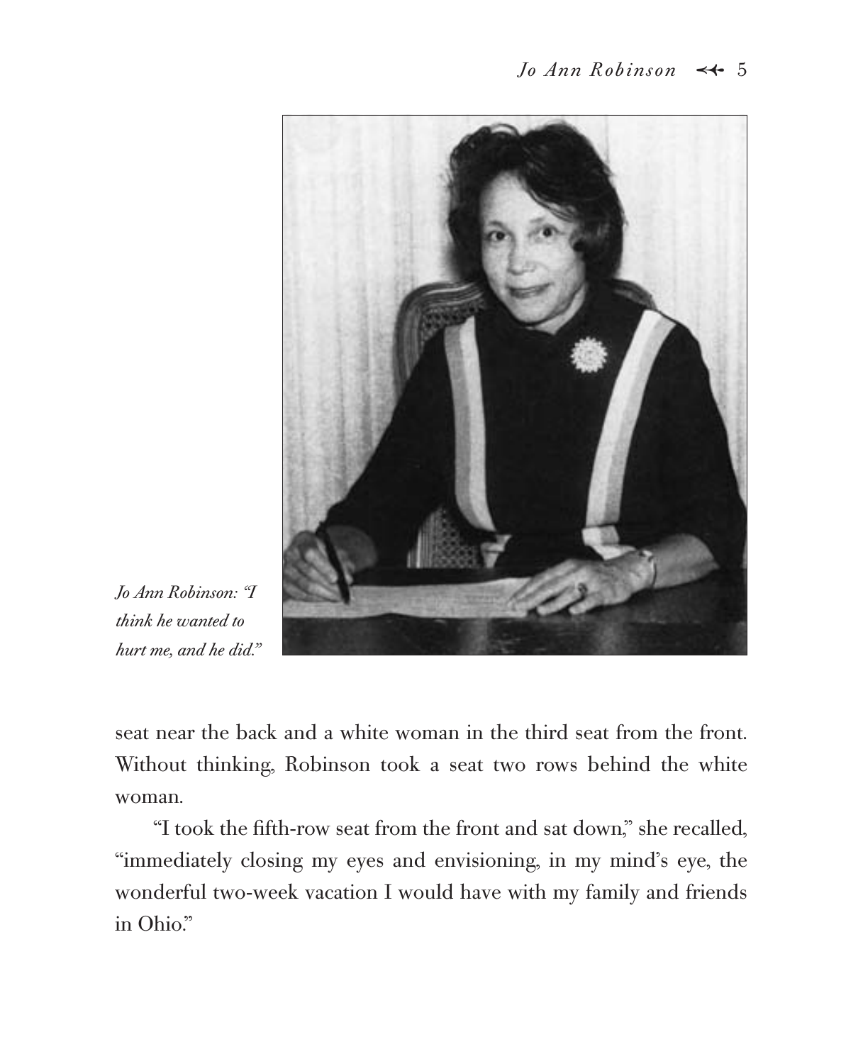*Jo Ann Robinson: "I think he wanted to hurt me, and he did."*

seat near the back and a white woman in the third seat from the front. Without thinking, Robinson took a seat two rows behind the white woman.

"I took the fifth-row seat from the front and sat down," she recalled, "immediately closing my eyes and envisioning, in my mind's eye, the wonderful two-week vacation I would have with my family and friends in Ohio."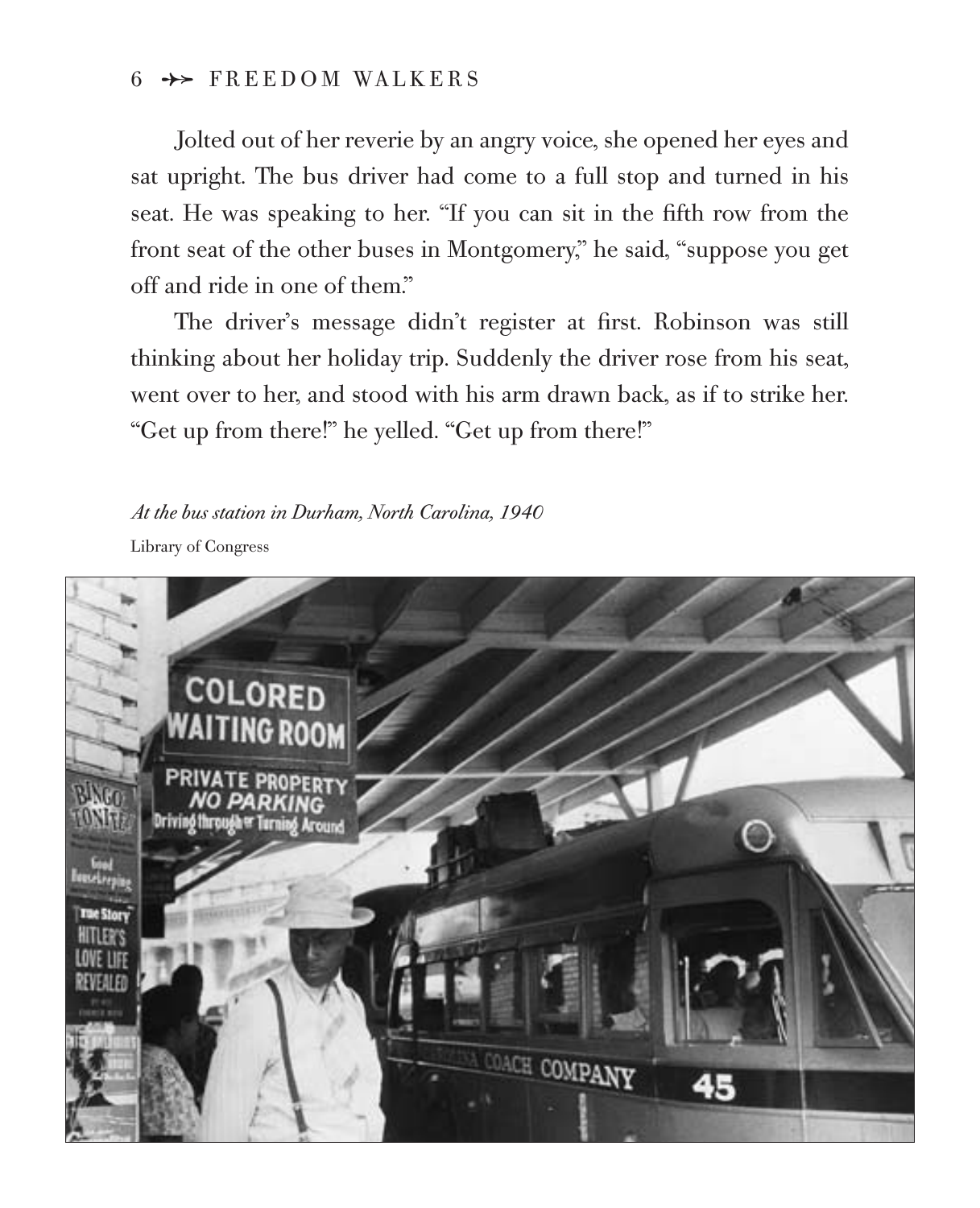Jolted out of her reverie by an angry voice, she opened her eyes and sat upright. The bus driver had come to a full stop and turned in his seat. He was speaking to her. "If you can sit in the fifth row from the front seat of the other buses in Montgomery," he said, "suppose you get off and ride in one of them."

The driver's message didn't register at first. Robinson was still thinking about her holiday trip. Suddenly the driver rose from his seat, went over to her, and stood with his arm drawn back, as if to strike her. "Get up from there!" he yelled. "Get up from there!"

*At the bus station in Durham, North Carolina, 1940*

Library of Congress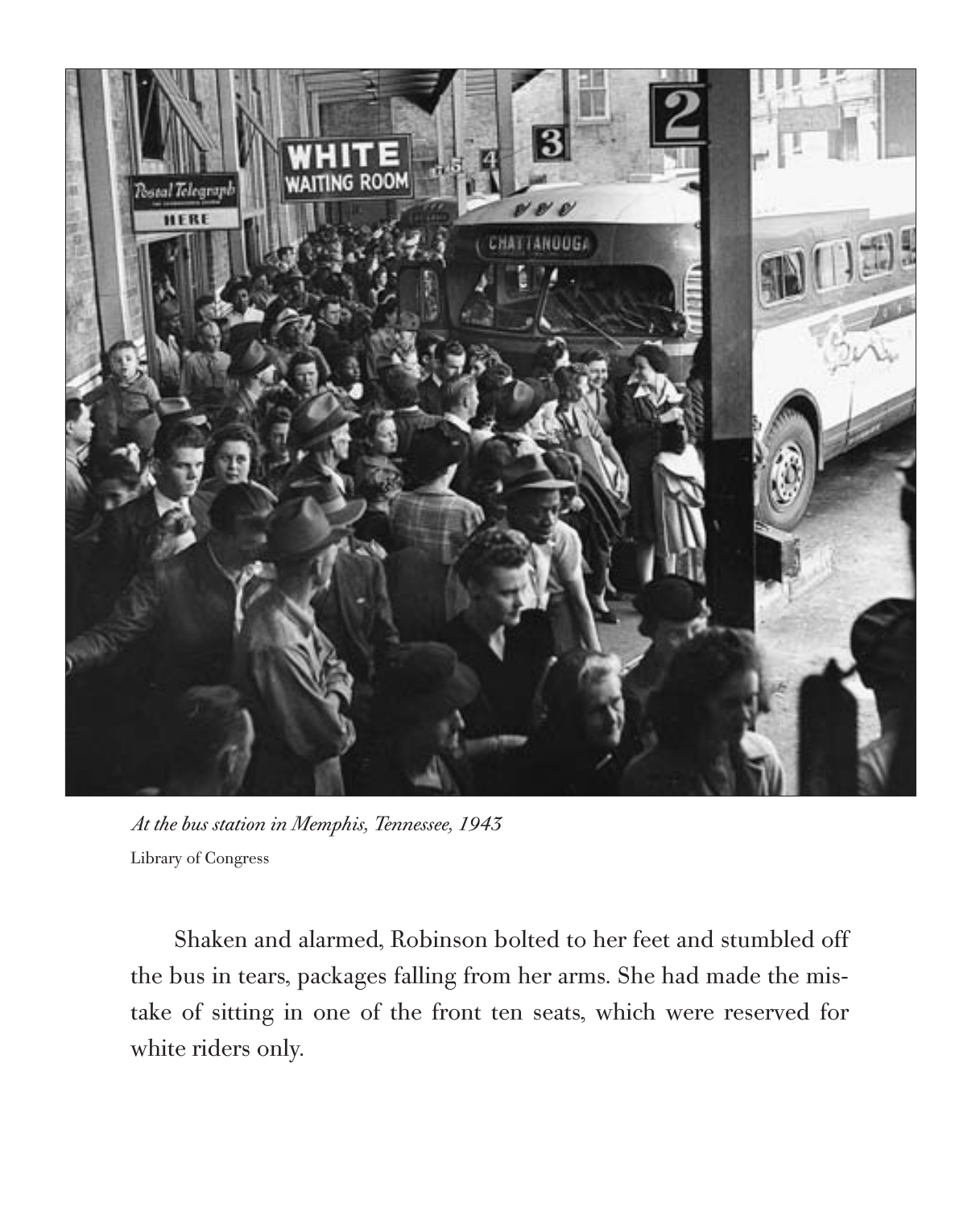*At the bus station in Memphis, Tennessee, 1943*
Library of Congress

Shaken and alarmed, Robinson bolted to her feet and stumbled off the bus in tears, packages falling from her arms. She had made the mistake of sitting in one of the front ten seats, which were reserved for white riders only.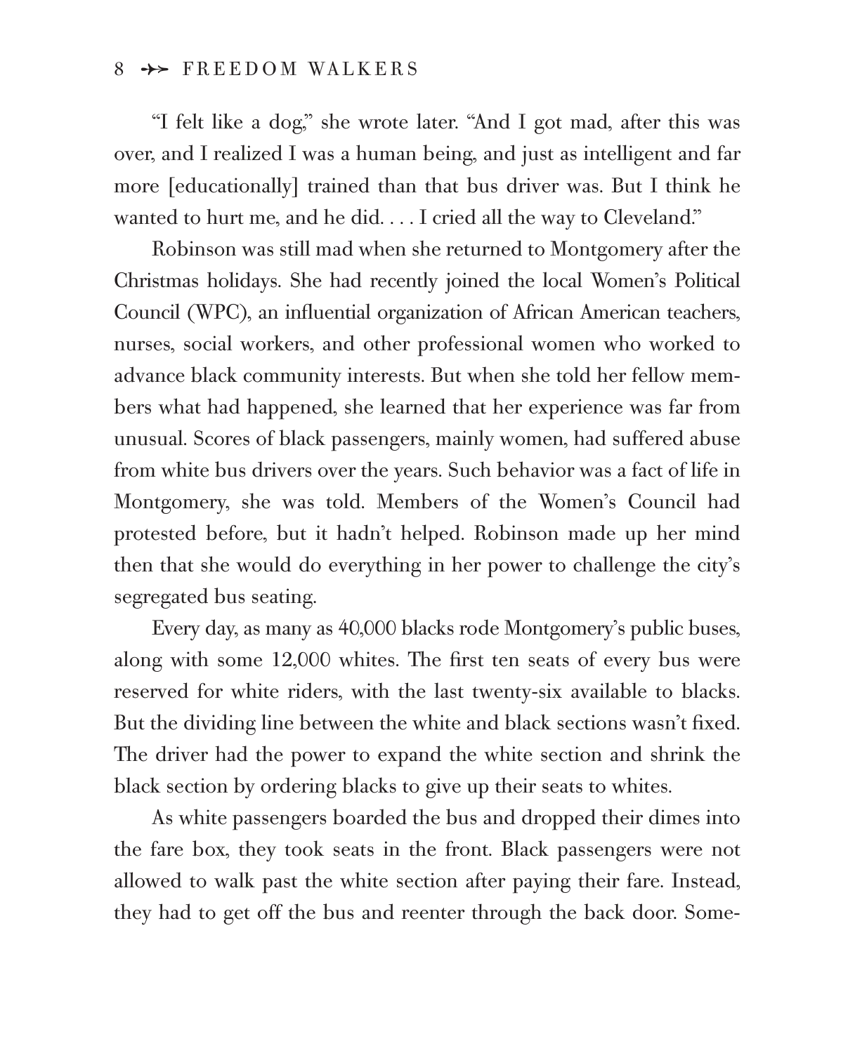"I felt like a dog," she wrote later. "And I got mad, after this was over, and I realized I was a human being, and just as intelligent and far more [educationally] trained than that bus driver was. But I think he wanted to hurt me, and he did. . . . I cried all the way to Cleveland."

Robinson was still mad when she returned to Montgomery after the Christmas holidays. She had recently joined the local Women's Political Council (WPC), an influential organization of African American teachers, nurses, social workers, and other professional women who worked to advance black community interests. But when she told her fellow members what had happened, she learned that her experience was far from unusual. Scores of black passengers, mainly women, had suffered abuse from white bus drivers over the years. Such behavior was a fact of life in Montgomery, she was told. Members of the Women's Council had protested before, but it hadn't helped. Robinson made up her mind then that she would do everything in her power to challenge the city's segregated bus seating.

Every day, as many as 40,000 blacks rode Montgomery's public buses, along with some 12,000 whites. The first ten seats of every bus were reserved for white riders, with the last twenty-six available to blacks. But the dividing line between the white and black sections wasn't fixed. The driver had the power to expand the white section and shrink the black section by ordering blacks to give up their seats to whites.

As white passengers boarded the bus and dropped their dimes into the fare box, they took seats in the front. Black passengers were not allowed to walk past the white section after paying their fare. Instead, they had to get off the bus and reenter through the back door. Some-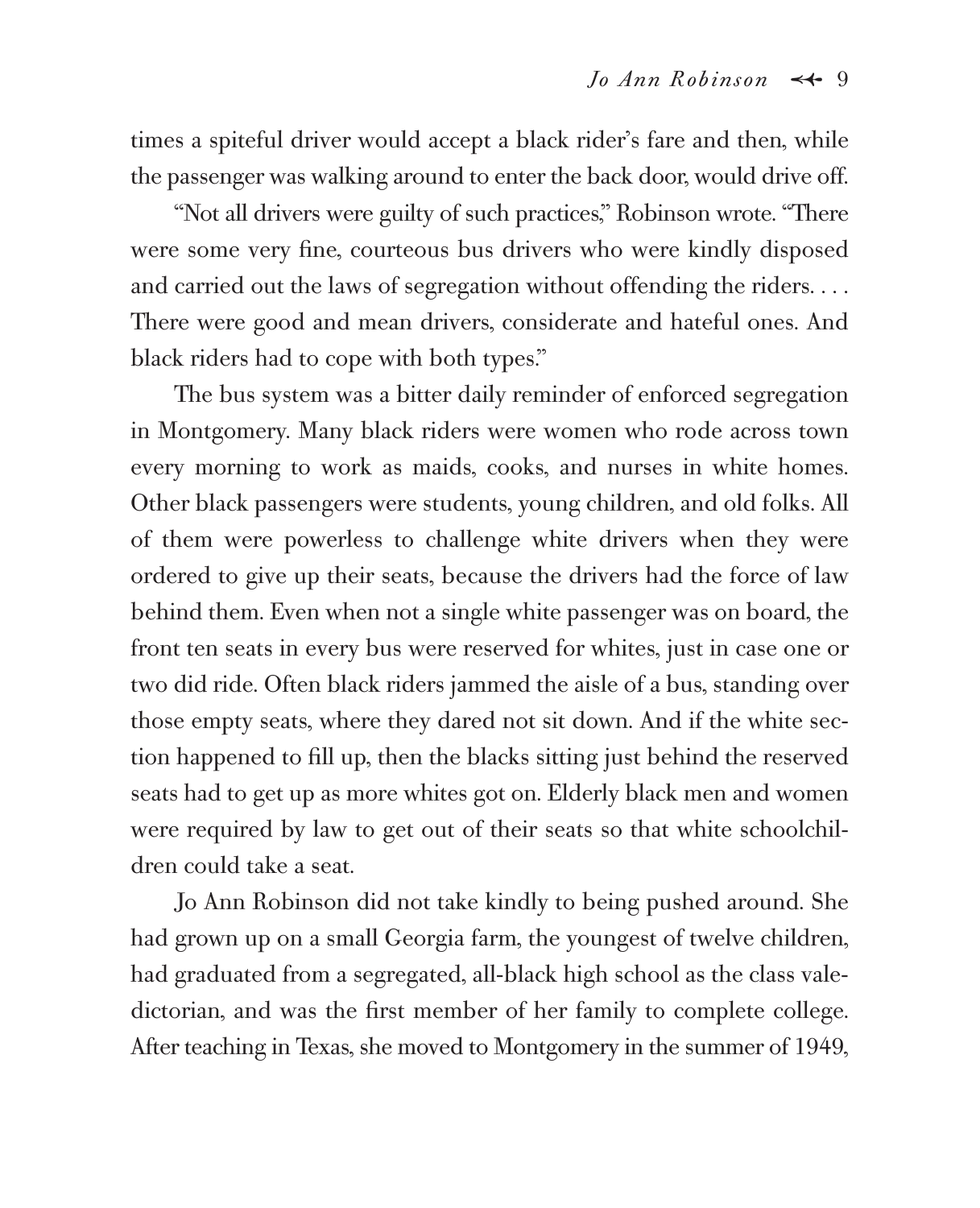times a spiteful driver would accept a black rider's fare and then, while the passenger was walking around to enter the back door, would drive off.

"Not all drivers were guilty of such practices," Robinson wrote. "There were some very fine, courteous bus drivers who were kindly disposed and carried out the laws of segregation without offending the riders. . . . There were good and mean drivers, considerate and hateful ones. And black riders had to cope with both types."

The bus system was a bitter daily reminder of enforced segregation in Montgomery. Many black riders were women who rode across town every morning to work as maids, cooks, and nurses in white homes. Other black passengers were students, young children, and old folks. All of them were powerless to challenge white drivers when they were ordered to give up their seats, because the drivers had the force of law behind them. Even when not a single white passenger was on board, the front ten seats in every bus were reserved for whites, just in case one or two did ride. Often black riders jammed the aisle of a bus, standing over those empty seats, where they dared not sit down. And if the white section happened to fill up, then the blacks sitting just behind the reserved seats had to get up as more whites got on. Elderly black men and women were required by law to get out of their seats so that white schoolchildren could take a seat.

Jo Ann Robinson did not take kindly to being pushed around. She had grown up on a small Georgia farm, the youngest of twelve children, had graduated from a segregated, all-black high school as the class valedictorian, and was the first member of her family to complete college. After teaching in Texas, she moved to Montgomery in the summer of 1949,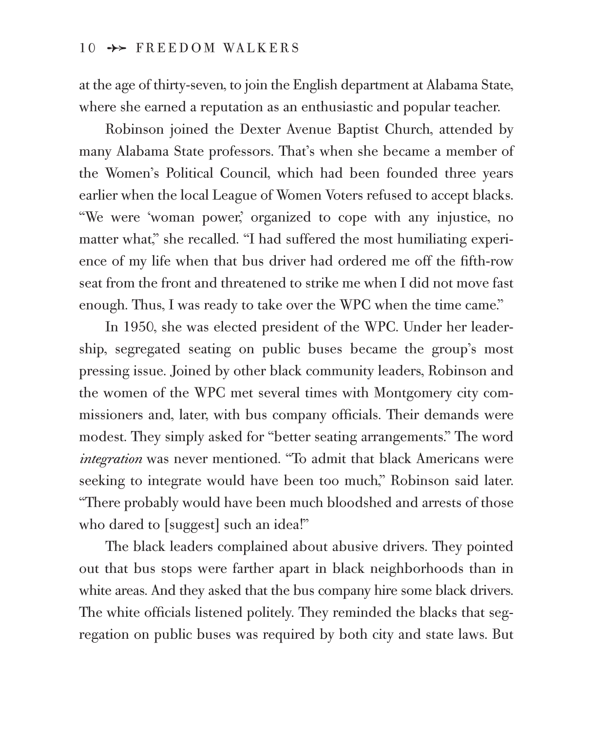at the age of thirty-seven, to join the English department at Alabama State, where she earned a reputation as an enthusiastic and popular teacher.

Robinson joined the Dexter Avenue Baptist Church, attended by many Alabama State professors. That's when she became a member of the Women's Political Council, which had been founded three years earlier when the local League of Women Voters refused to accept blacks. "We were 'woman power,' organized to cope with any injustice, no matter what," she recalled. "I had suffered the most humiliating experience of my life when that bus driver had ordered me off the fifth-row seat from the front and threatened to strike me when I did not move fast enough. Thus, I was ready to take over the WPC when the time came."

In 1950, she was elected president of the WPC. Under her leadership, segregated seating on public buses became the group's most pressing issue. Joined by other black community leaders, Robinson and the women of the WPC met several times with Montgomery city commissioners and, later, with bus company officials. Their demands were modest. They simply asked for "better seating arrangements." The word *integration* was never mentioned. "To admit that black Americans were seeking to integrate would have been too much," Robinson said later. "There probably would have been much bloodshed and arrests of those who dared to [suggest] such an idea!"

The black leaders complained about abusive drivers. They pointed out that bus stops were farther apart in black neighborhoods than in white areas. And they asked that the bus company hire some black drivers. The white officials listened politely. They reminded the blacks that segregation on public buses was required by both city and state laws. But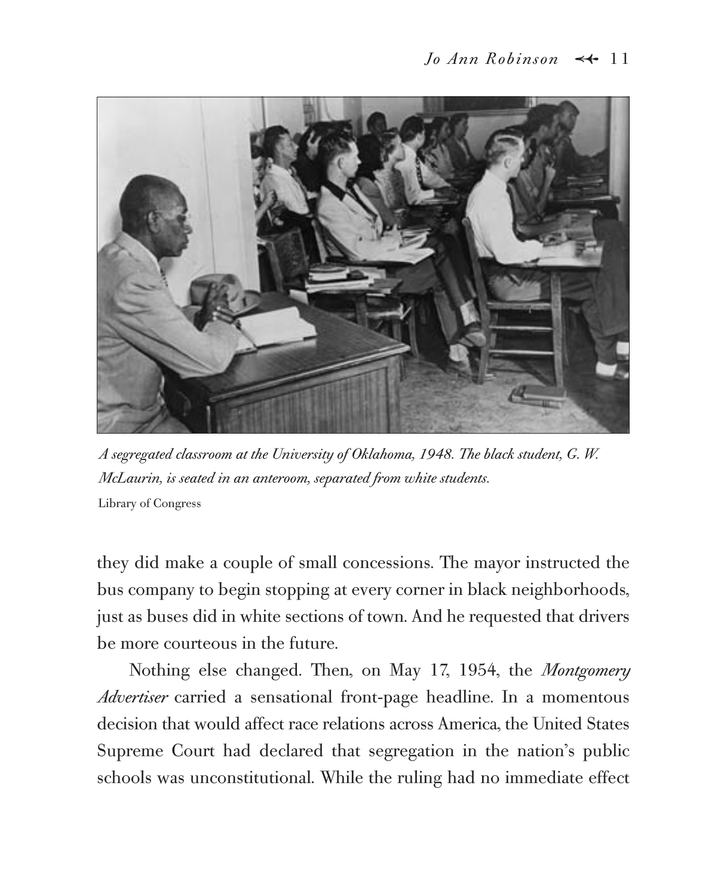*A segregated classroom at the University of Oklahoma, 1948. The black student, G. W. McLaurin, is seated in an anteroom, separated from white students.*

Library of Congress

they did make a couple of small concessions. The mayor instructed the bus company to begin stopping at every corner in black neighborhoods, just as buses did in white sections of town. And he requested that drivers be more courteous in the future.

Nothing else changed. Then, on May 17, 1954, the *Montgomery Advertiser* carried a sensational front-page headline. In a momentous decision that would affect race relations across America, the United States Supreme Court had declared that segregation in the nation's public schools was unconstitutional. While the ruling had no immediate effect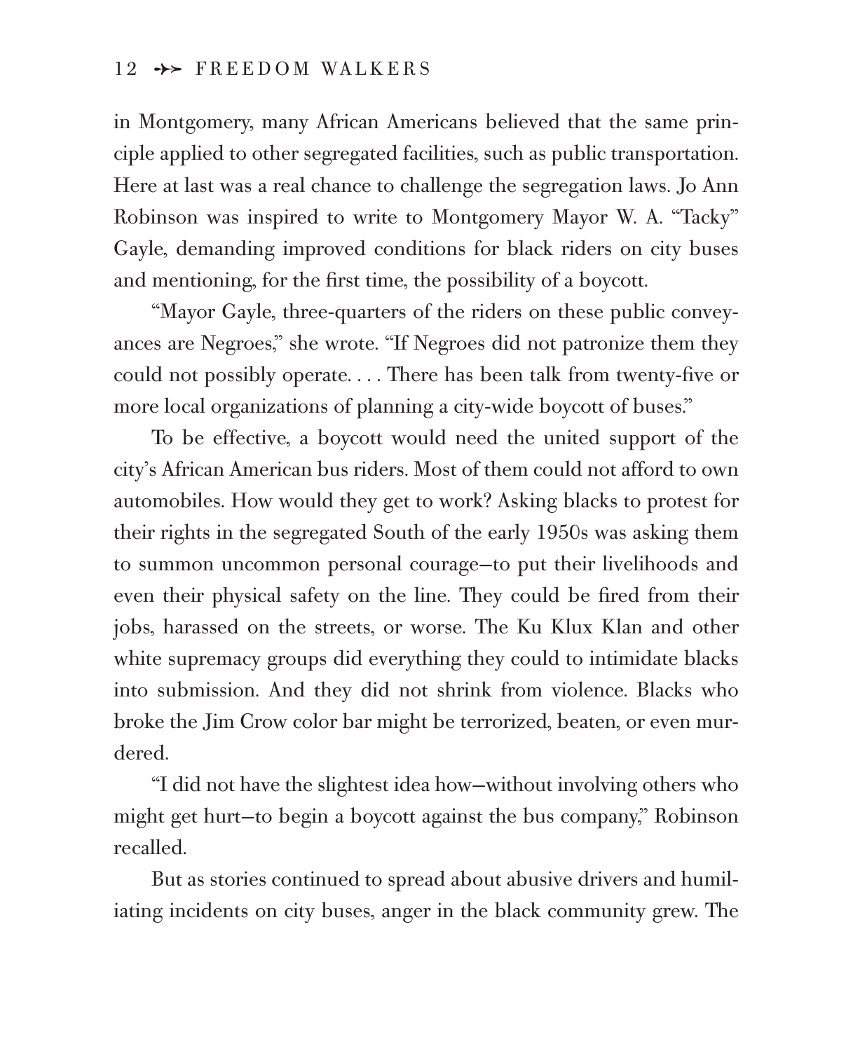in Montgomery, many African Americans believed that the same principle applied to other segregated facilities, such as public transportation. Here at last was a real chance to challenge the segregation laws. Jo Ann Robinson was inspired to write to Montgomery Mayor W. A. "Tacky" Gayle, demanding improved conditions for black riders on city buses and mentioning, for the first time, the possibility of a boycott.

"Mayor Gayle, three-quarters of the riders on these public conveyances are Negroes," she wrote. "If Negroes did not patronize them they could not possibly operate. . . . There has been talk from twenty-five or more local organizations of planning a city-wide boycott of buses."

To be effective, a boycott would need the united support of the city's African American bus riders. Most of them could not afford to own automobiles. How would they get to work? Asking blacks to protest for their rights in the segregated South of the early 1950s was asking them to summon uncommon personal courage—to put their livelihoods and even their physical safety on the line. They could be fired from their jobs, harassed on the streets, or worse. The Ku Klux Klan and other white supremacy groups did everything they could to intimidate blacks into submission. And they did not shrink from violence. Blacks who broke the Jim Crow color bar might be terrorized, beaten, or even murdered.

"I did not have the slightest idea how—without involving others who might get hurt—to begin a boycott against the bus company," Robinson recalled.

But as stories continued to spread about abusive drivers and humiliating incidents on city buses, anger in the black community grew. The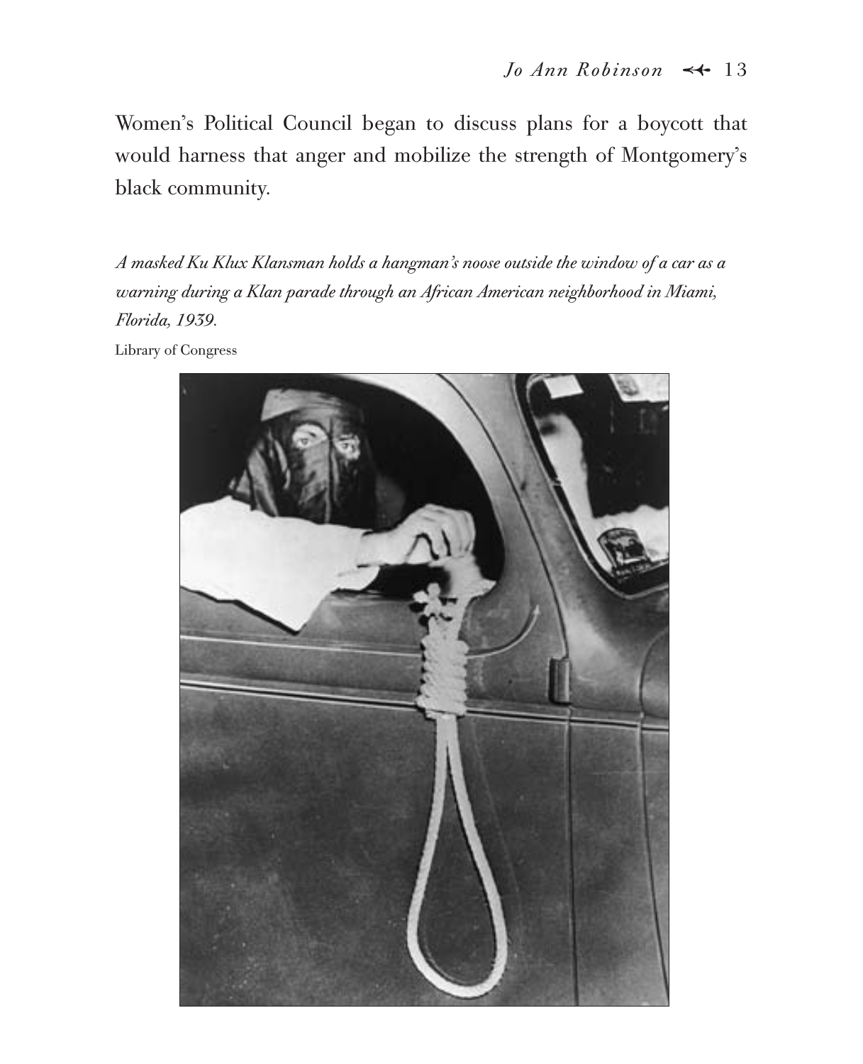Women's Political Council began to discuss plans for a boycott that would harness that anger and mobilize the strength of Montgomery's black community.

*A masked Ku Klux Klansman holds a hangman's noose outside the window of a car as a warning during a Klan parade through an African American neighborhood in Miami, Florida, 1939.*

Library of Congress